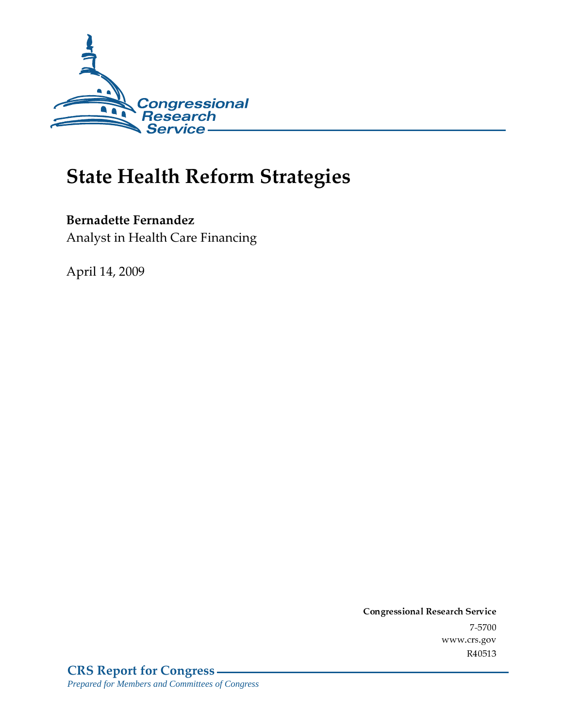Congressional Research Service

# State Health Reform Strategies

**Bernadette Fernandez**
Analyst in Health Care Financing

April 14, 2009

**Congressional Research Service**
7-5700
www.crs.gov
R40513

**CRS Report for Congress**
*Prepared for Members and Committees of Congress*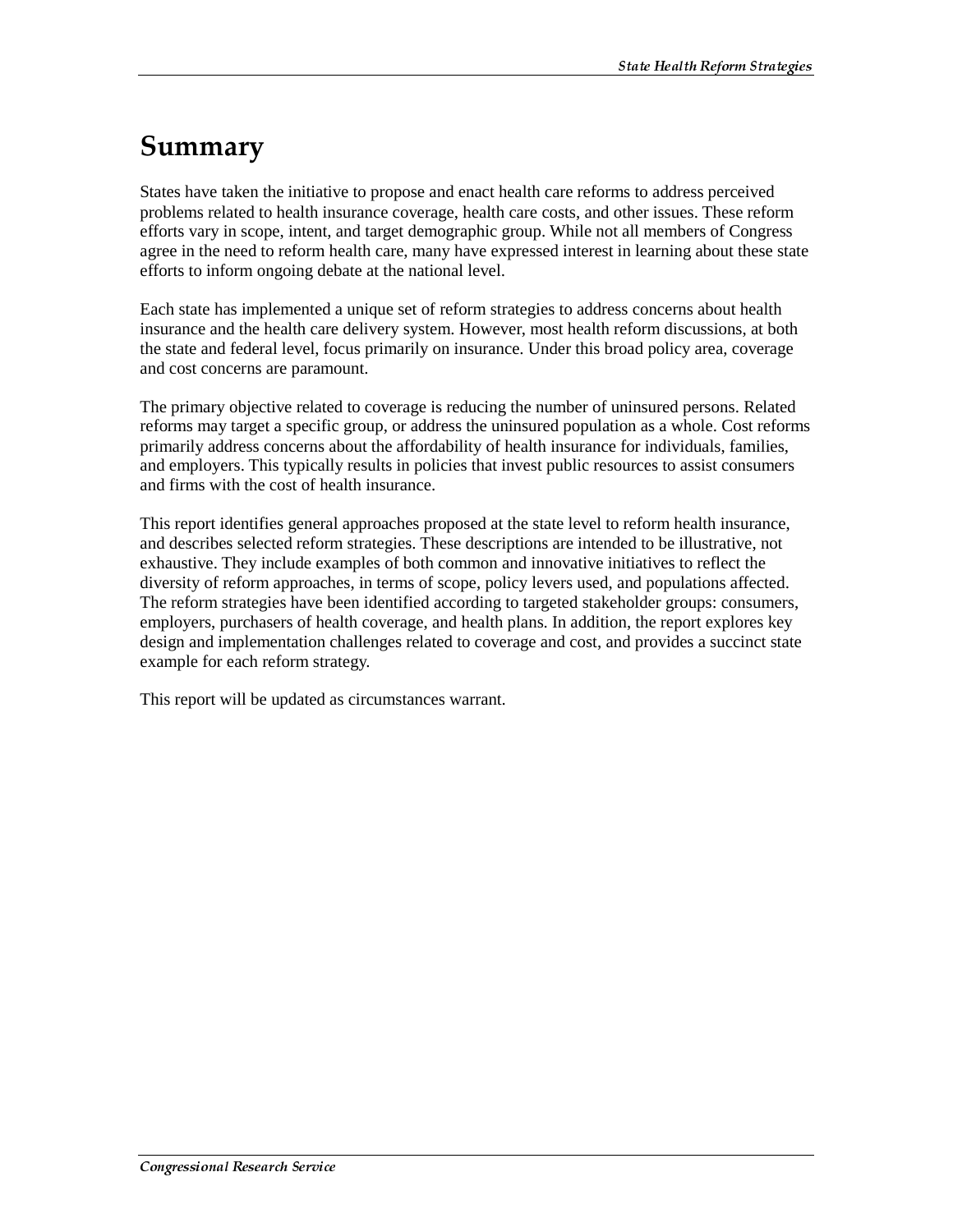# Summary

States have taken the initiative to propose and enact health care reforms to address perceived problems related to health insurance coverage, health care costs, and other issues. These reform efforts vary in scope, intent, and target demographic group. While not all members of Congress agree in the need to reform health care, many have expressed interest in learning about these state efforts to inform ongoing debate at the national level.

Each state has implemented a unique set of reform strategies to address concerns about health insurance and the health care delivery system. However, most health reform discussions, at both the state and federal level, focus primarily on insurance. Under this broad policy area, coverage and cost concerns are paramount.

The primary objective related to coverage is reducing the number of uninsured persons. Related reforms may target a specific group, or address the uninsured population as a whole. Cost reforms primarily address concerns about the affordability of health insurance for individuals, families, and employers. This typically results in policies that invest public resources to assist consumers and firms with the cost of health insurance.

This report identifies general approaches proposed at the state level to reform health insurance, and describes selected reform strategies. These descriptions are intended to be illustrative, not exhaustive. They include examples of both common and innovative initiatives to reflect the diversity of reform approaches, in terms of scope, policy levers used, and populations affected. The reform strategies have been identified according to targeted stakeholder groups: consumers, employers, purchasers of health coverage, and health plans. In addition, the report explores key design and implementation challenges related to coverage and cost, and provides a succinct state example for each reform strategy.

This report will be updated as circumstances warrant.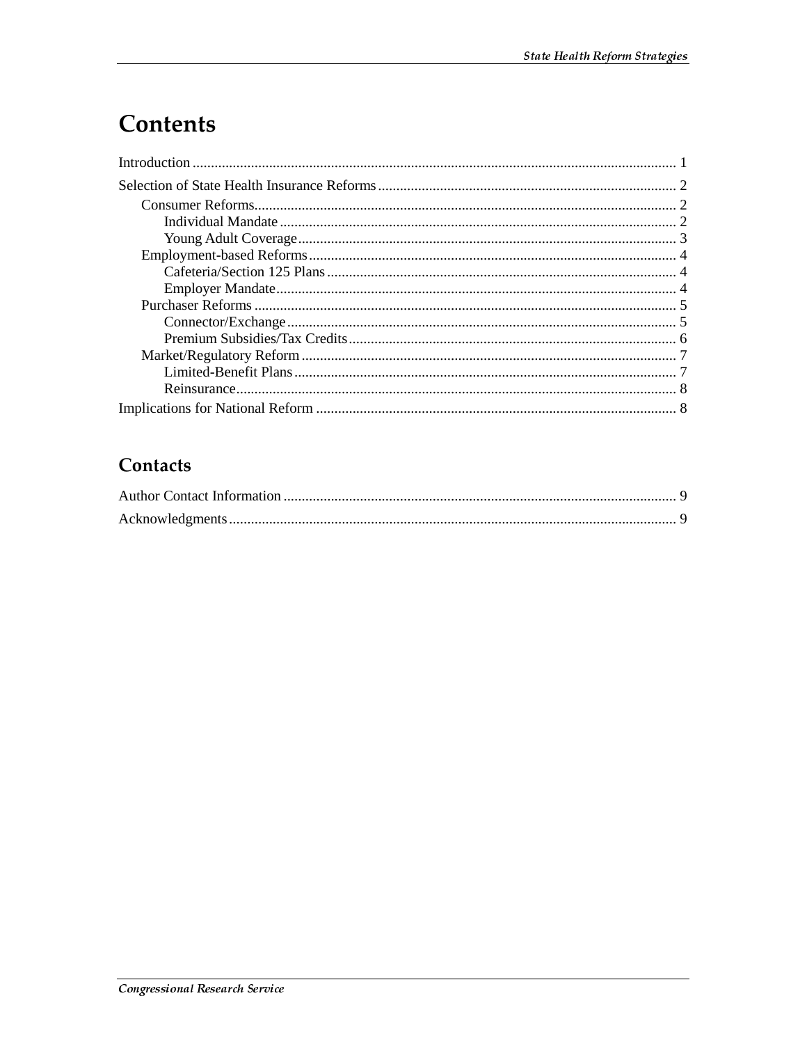# Contents

Introduction .................................................................................................................................... 1

Selection of State Health Insurance Reforms ................................................................................. 2

- Consumer Reforms.................................................................................................................. 2
  - Individual Mandate ........................................................................................................... 2
  - Young Adult Coverage ...................................................................................................... 3
- Employment-based Reforms .................................................................................................... 4
  - Cafeteria/Section 125 Plans ............................................................................................... 4
  - Employer Mandate............................................................................................................. 4
- Purchaser Reforms .................................................................................................................. 5
  - Connector/Exchange.......................................................................................................... 5
  - Premium Subsidies/Tax Credits......................................................................................... 6
- Market/Regulatory Reform ...................................................................................................... 7
  - Limited-Benefit Plans........................................................................................................ 7
  - Reinsurance....................................................................................................................... 8

Implications for National Reform .................................................................................................. 8

## Contacts

Author Contact Information ........................................................................................................... 9

Acknowledgments .......................................................................................................................... 9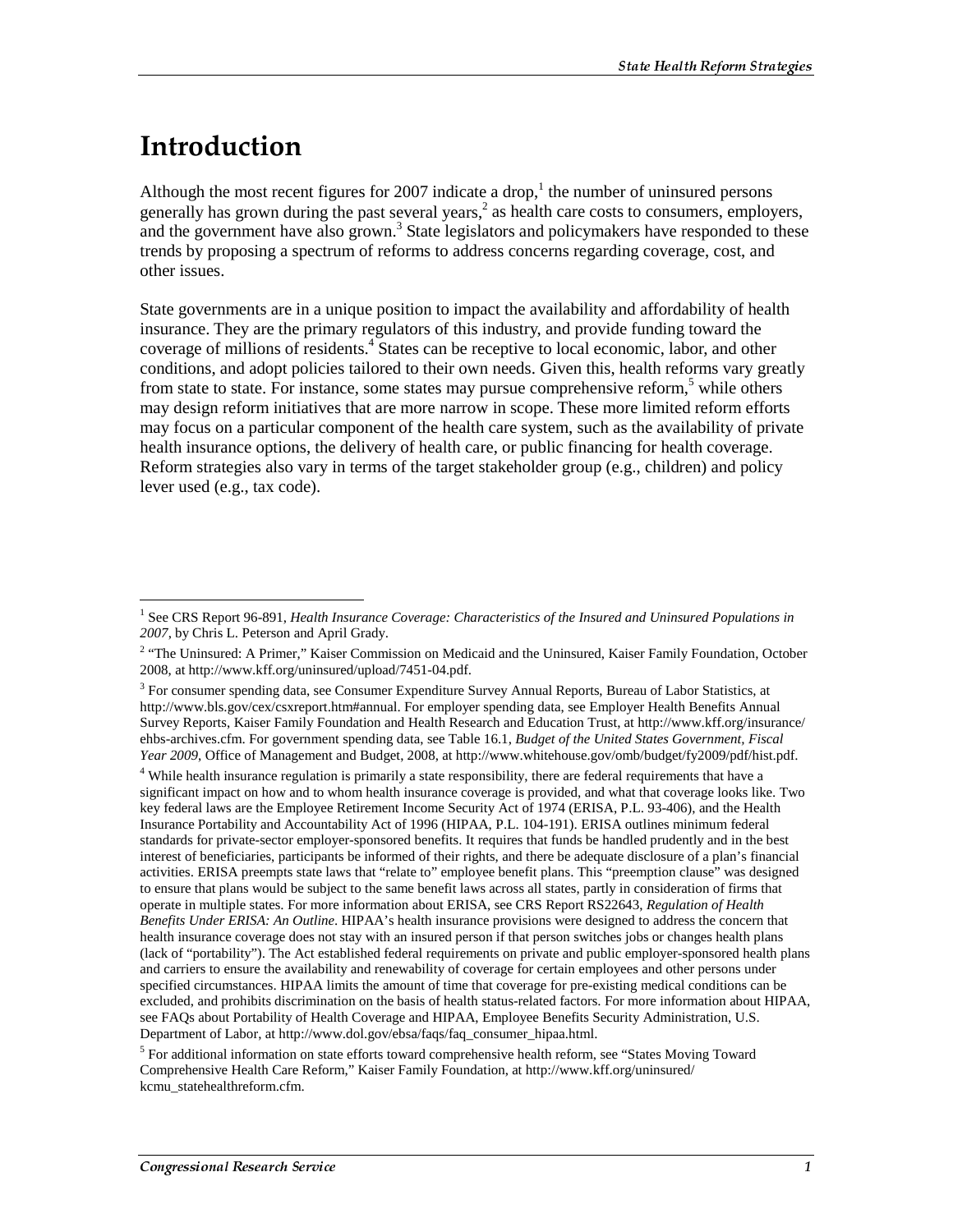# Introduction

Although the most recent figures for 2007 indicate a drop,[1] the number of uninsured persons generally has grown during the past several years,[2] as health care costs to consumers, employers, and the government have also grown.[3] State legislators and policymakers have responded to these trends by proposing a spectrum of reforms to address concerns regarding coverage, cost, and other issues.

State governments are in a unique position to impact the availability and affordability of health insurance. They are the primary regulators of this industry, and provide funding toward the coverage of millions of residents.[4] States can be receptive to local economic, labor, and other conditions, and adopt policies tailored to their own needs. Given this, health reforms vary greatly from state to state. For instance, some states may pursue comprehensive reform,[5] while others may design reform initiatives that are more narrow in scope. These more limited reform efforts may focus on a particular component of the health care system, such as the availability of private health insurance options, the delivery of health care, or public financing for health coverage. Reform strategies also vary in terms of the target stakeholder group (e.g., children) and policy lever used (e.g., tax code).

---

[1] See CRS Report 96-891, *Health Insurance Coverage: Characteristics of the Insured and Uninsured Populations in 2007*, by Chris L. Peterson and April Grady.

[2] "The Uninsured: A Primer," Kaiser Commission on Medicaid and the Uninsured, Kaiser Family Foundation, October 2008, at http://www.kff.org/uninsured/upload/7451-04.pdf.

[3] For consumer spending data, see Consumer Expenditure Survey Annual Reports, Bureau of Labor Statistics, at http://www.bls.gov/cex/csxreport.htm#annual. For employer spending data, see Employer Health Benefits Annual Survey Reports, Kaiser Family Foundation and Health Research and Education Trust, at http://www.kff.org/insurance/ehbs-archives.cfm. For government spending data, see Table 16.1, *Budget of the United States Government, Fiscal Year 2009*, Office of Management and Budget, 2008, at http://www.whitehouse.gov/omb/budget/fy2009/pdf/hist.pdf.

[4] While health insurance regulation is primarily a state responsibility, there are federal requirements that have a significant impact on how and to whom health insurance coverage is provided, and what that coverage looks like. Two key federal laws are the Employee Retirement Income Security Act of 1974 (ERISA, P.L. 93-406), and the Health Insurance Portability and Accountability Act of 1996 (HIPAA, P.L. 104-191). ERISA outlines minimum federal standards for private-sector employer-sponsored benefits. It requires that funds be handled prudently and in the best interest of beneficiaries, participants be informed of their rights, and there be adequate disclosure of a plan's financial activities. ERISA preempts state laws that "relate to" employee benefit plans. This "preemption clause" was designed to ensure that plans would be subject to the same benefit laws across all states, partly in consideration of firms that operate in multiple states. For more information about ERISA, see CRS Report RS22643, *Regulation of Health Benefits Under ERISA: An Outline*. HIPAA's health insurance provisions were designed to address the concern that health insurance coverage does not stay with an insured person if that person switches jobs or changes health plans (lack of "portability"). The Act established federal requirements on private and public employer-sponsored health plans and carriers to ensure the availability and renewability of coverage for certain employees and other persons under specified circumstances. HIPAA limits the amount of time that coverage for pre-existing medical conditions can be excluded, and prohibits discrimination on the basis of health status-related factors. For more information about HIPAA, see FAQs about Portability of Health Coverage and HIPAA, Employee Benefits Security Administration, U.S. Department of Labor, at http://www.dol.gov/ebsa/faqs/faq_consumer_hipaa.html.

[5] For additional information on state efforts toward comprehensive health reform, see "States Moving Toward Comprehensive Health Care Reform," Kaiser Family Foundation, at http://www.kff.org/uninsured/kcmu_statehealthreform.cfm.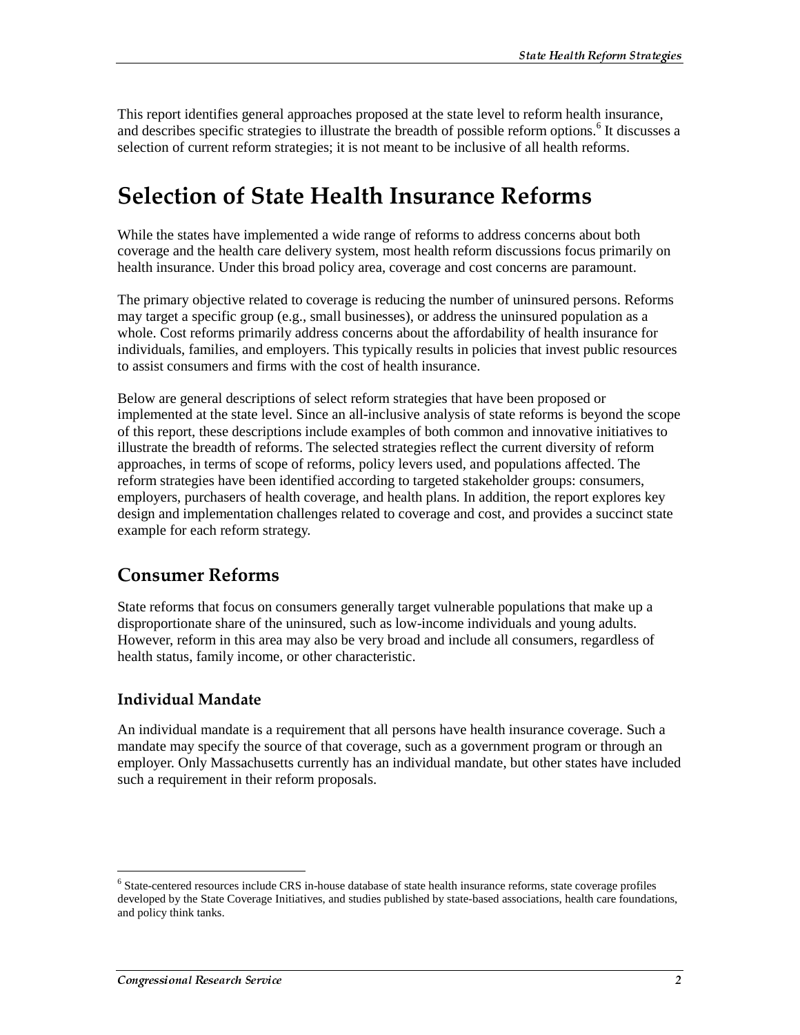This report identifies general approaches proposed at the state level to reform health insurance, and describes specific strategies to illustrate the breadth of possible reform options.[6] It discusses a selection of current reform strategies; it is not meant to be inclusive of all health reforms.

# Selection of State Health Insurance Reforms

While the states have implemented a wide range of reforms to address concerns about both coverage and the health care delivery system, most health reform discussions focus primarily on health insurance. Under this broad policy area, coverage and cost concerns are paramount.

The primary objective related to coverage is reducing the number of uninsured persons. Reforms may target a specific group (e.g., small businesses), or address the uninsured population as a whole. Cost reforms primarily address concerns about the affordability of health insurance for individuals, families, and employers. This typically results in policies that invest public resources to assist consumers and firms with the cost of health insurance.

Below are general descriptions of select reform strategies that have been proposed or implemented at the state level. Since an all-inclusive analysis of state reforms is beyond the scope of this report, these descriptions include examples of both common and innovative initiatives to illustrate the breadth of reforms. The selected strategies reflect the current diversity of reform approaches, in terms of scope of reforms, policy levers used, and populations affected. The reform strategies have been identified according to targeted stakeholder groups: consumers, employers, purchasers of health coverage, and health plans. In addition, the report explores key design and implementation challenges related to coverage and cost, and provides a succinct state example for each reform strategy.

## Consumer Reforms

State reforms that focus on consumers generally target vulnerable populations that make up a disproportionate share of the uninsured, such as low-income individuals and young adults. However, reform in this area may also be very broad and include all consumers, regardless of health status, family income, or other characteristic.

### Individual Mandate

An individual mandate is a requirement that all persons have health insurance coverage. Such a mandate may specify the source of that coverage, such as a government program or through an employer. Only Massachusetts currently has an individual mandate, but other states have included such a requirement in their reform proposals.

[6] State-centered resources include CRS in-house database of state health insurance reforms, state coverage profiles developed by the State Coverage Initiatives, and studies published by state-based associations, health care foundations, and policy think tanks.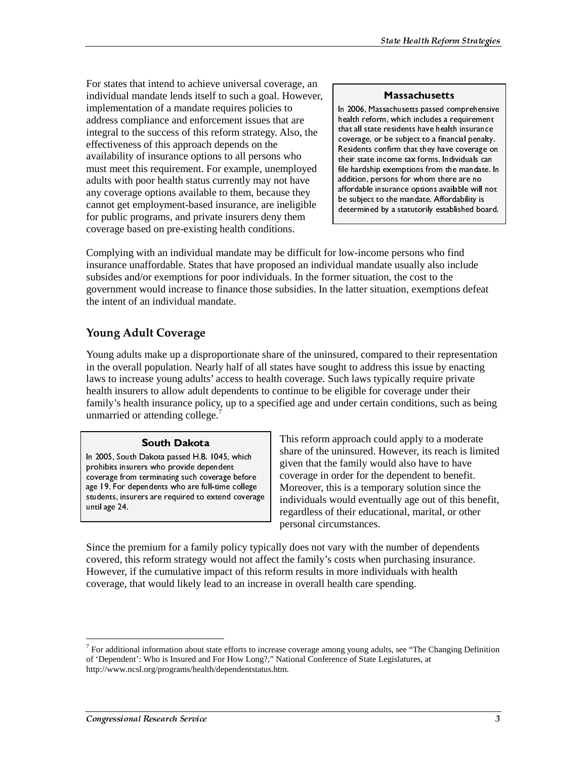For states that intend to achieve universal coverage, an individual mandate lends itself to such a goal. However, implementation of a mandate requires policies to address compliance and enforcement issues that are integral to the success of this reform strategy. Also, the effectiveness of this approach depends on the availability of insurance options to all persons who must meet this requirement. For example, unemployed adults with poor health status currently may not have any coverage options available to them, because they cannot get employment-based insurance, are ineligible for public programs, and private insurers deny them coverage based on pre-existing health conditions.

> **Massachusetts**
>
> In 2006, Massachusetts passed comprehensive health reform, which includes a requirement that all state residents have health insurance coverage, or be subject to a financial penalty. Residents confirm that they have coverage on their state income tax forms. Individuals can file hardship exemptions from the mandate. In addition, persons for whom there are no affordable insurance options available will not be subject to the mandate. Affordability is determined by a statutorily established board.

Complying with an individual mandate may be difficult for low-income persons who find insurance unaffordable. States that have proposed an individual mandate usually also include subsides and/or exemptions for poor individuals. In the former situation, the cost to the government would increase to finance those subsidies. In the latter situation, exemptions defeat the intent of an individual mandate.

## Young Adult Coverage

Young adults make up a disproportionate share of the uninsured, compared to their representation in the overall population. Nearly half of all states have sought to address this issue by enacting laws to increase young adults' access to health coverage. Such laws typically require private health insurers to allow adult dependents to continue to be eligible for coverage under their family's health insurance policy, up to a specified age and under certain conditions, such as being unmarried or attending college.[7]

> **South Dakota**
>
> In 2005, South Dakota passed H.B. 1045, which prohibits insurers who provide dependent coverage from terminating such coverage before age 19. For dependents who are full-time college students, insurers are required to extend coverage until age 24.

This reform approach could apply to a moderate share of the uninsured. However, its reach is limited given that the family would also have to have coverage in order for the dependent to benefit. Moreover, this is a temporary solution since the individuals would eventually age out of this benefit, regardless of their educational, marital, or other personal circumstances.

Since the premium for a family policy typically does not vary with the number of dependents covered, this reform strategy would not affect the family's costs when purchasing insurance. However, if the cumulative impact of this reform results in more individuals with health coverage, that would likely lead to an increase in overall health care spending.

---

[7] For additional information about state efforts to increase coverage among young adults, see "The Changing Definition of 'Dependent': Who is Insured and For How Long?," National Conference of State Legislatures, at http://www.ncsl.org/programs/health/dependentstatus.htm.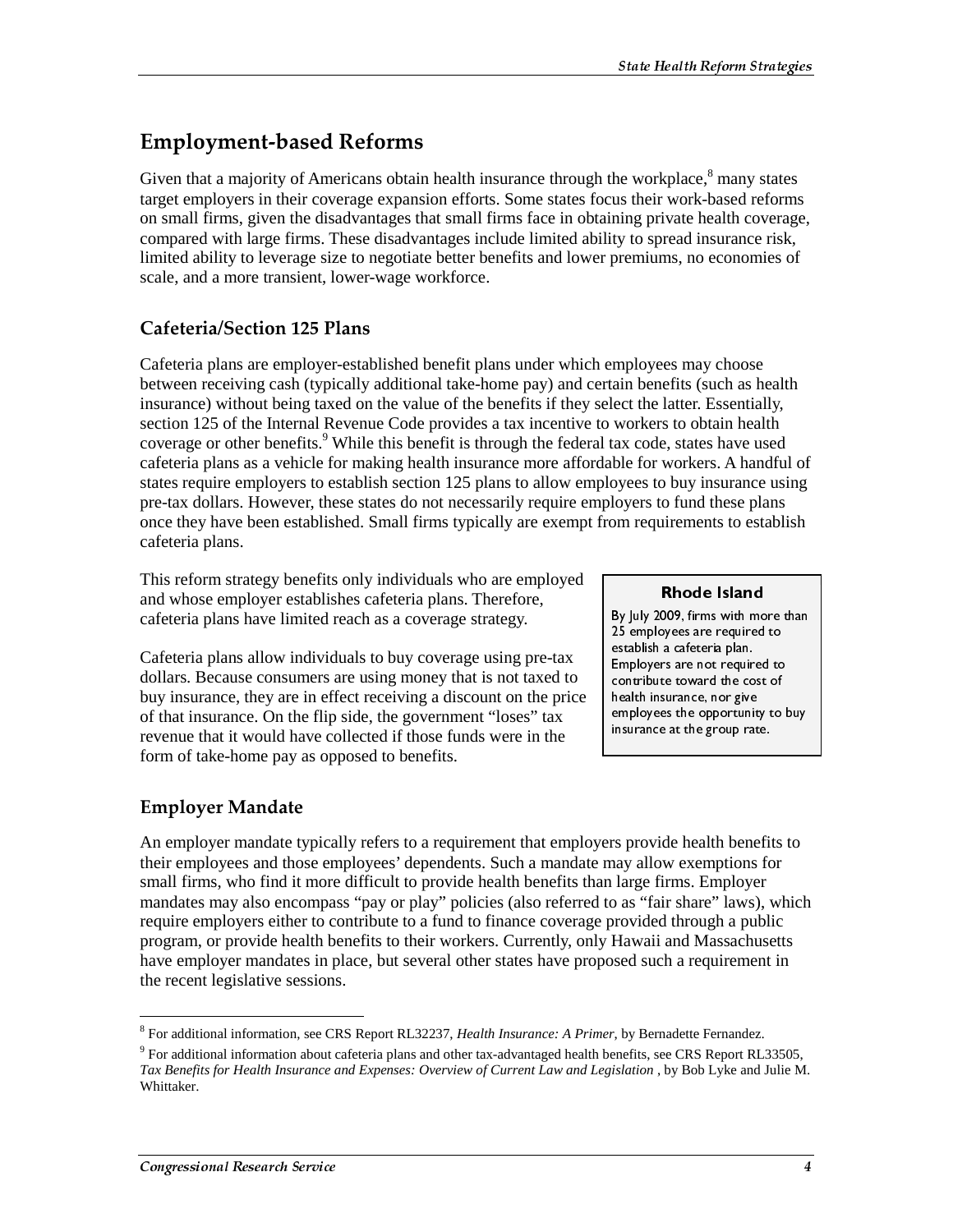## Employment-based Reforms

Given that a majority of Americans obtain health insurance through the workplace,[8] many states target employers in their coverage expansion efforts. Some states focus their work-based reforms on small firms, given the disadvantages that small firms face in obtaining private health coverage, compared with large firms. These disadvantages include limited ability to spread insurance risk, limited ability to leverage size to negotiate better benefits and lower premiums, no economies of scale, and a more transient, lower-wage workforce.

### Cafeteria/Section 125 Plans

Cafeteria plans are employer-established benefit plans under which employees may choose between receiving cash (typically additional take-home pay) and certain benefits (such as health insurance) without being taxed on the value of the benefits if they select the latter. Essentially, section 125 of the Internal Revenue Code provides a tax incentive to workers to obtain health coverage or other benefits.[9] While this benefit is through the federal tax code, states have used cafeteria plans as a vehicle for making health insurance more affordable for workers. A handful of states require employers to establish section 125 plans to allow employees to buy insurance using pre-tax dollars. However, these states do not necessarily require employers to fund these plans once they have been established. Small firms typically are exempt from requirements to establish cafeteria plans.

This reform strategy benefits only individuals who are employed and whose employer establishes cafeteria plans. Therefore, cafeteria plans have limited reach as a coverage strategy.

Cafeteria plans allow individuals to buy coverage using pre-tax dollars. Because consumers are using money that is not taxed to buy insurance, they are in effect receiving a discount on the price of that insurance. On the flip side, the government "loses" tax revenue that it would have collected if those funds were in the form of take-home pay as opposed to benefits.

> **Rhode Island**
>
> By July 2009, firms with more than 25 employees are required to establish a cafeteria plan. Employers are not required to contribute toward the cost of health insurance, nor give employees the opportunity to buy insurance at the group rate.

### Employer Mandate

An employer mandate typically refers to a requirement that employers provide health benefits to their employees and those employees' dependents. Such a mandate may allow exemptions for small firms, who find it more difficult to provide health benefits than large firms. Employer mandates may also encompass "pay or play" policies (also referred to as "fair share" laws), which require employers either to contribute to a fund to finance coverage provided through a public program, or provide health benefits to their workers. Currently, only Hawaii and Massachusetts have employer mandates in place, but several other states have proposed such a requirement in the recent legislative sessions.

---

[8] For additional information, see CRS Report RL32237, *Health Insurance: A Primer*, by Bernadette Fernandez.

[9] For additional information about cafeteria plans and other tax-advantaged health benefits, see CRS Report RL33505, *Tax Benefits for Health Insurance and Expenses: Overview of Current Law and Legislation* , by Bob Lyke and Julie M. Whittaker.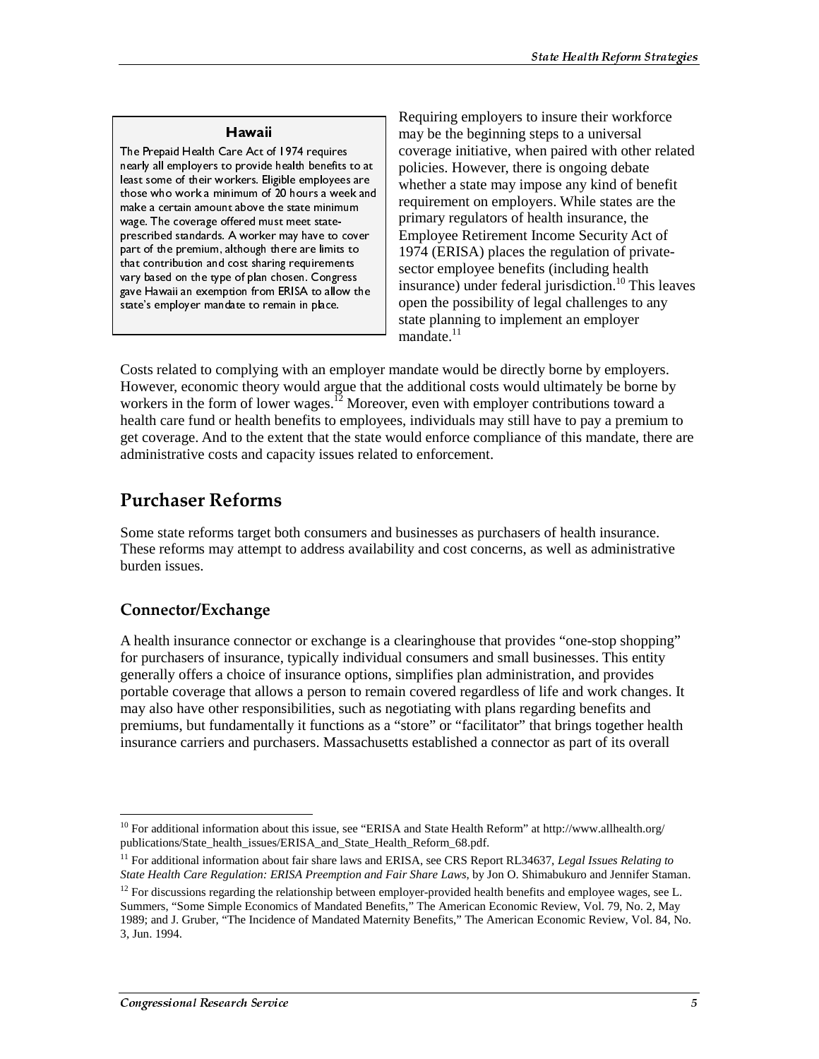**Hawaii**

The Prepaid Health Care Act of 1974 requires nearly all employers to provide health benefits to at least some of their workers. Eligible employees are those who work a minimum of 20 hours a week and make a certain amount above the state minimum wage. The coverage offered must meet state-prescribed standards. A worker may have to cover part of the premium, although there are limits to that contribution and cost sharing requirements vary based on the type of plan chosen. Congress gave Hawaii an exemption from ERISA to allow the state's employer mandate to remain in place.

Requiring employers to insure their workforce may be the beginning steps to a universal coverage initiative, when paired with other related policies. However, there is ongoing debate whether a state may impose any kind of benefit requirement on employers. While states are the primary regulators of health insurance, the Employee Retirement Income Security Act of 1974 (ERISA) places the regulation of private-sector employee benefits (including health insurance) under federal jurisdiction.[10] This leaves open the possibility of legal challenges to any state planning to implement an employer mandate.[11]

Costs related to complying with an employer mandate would be directly borne by employers. However, economic theory would argue that the additional costs would ultimately be borne by workers in the form of lower wages.[12] Moreover, even with employer contributions toward a health care fund or health benefits to employees, individuals may still have to pay a premium to get coverage. And to the extent that the state would enforce compliance of this mandate, there are administrative costs and capacity issues related to enforcement.

## Purchaser Reforms

Some state reforms target both consumers and businesses as purchasers of health insurance. These reforms may attempt to address availability and cost concerns, as well as administrative burden issues.

### Connector/Exchange

A health insurance connector or exchange is a clearinghouse that provides "one-stop shopping" for purchasers of insurance, typically individual consumers and small businesses. This entity generally offers a choice of insurance options, simplifies plan administration, and provides portable coverage that allows a person to remain covered regardless of life and work changes. It may also have other responsibilities, such as negotiating with plans regarding benefits and premiums, but fundamentally it functions as a "store" or "facilitator" that brings together health insurance carriers and purchasers. Massachusetts established a connector as part of its overall

---

[10] For additional information about this issue, see "ERISA and State Health Reform" at http://www.allhealth.org/publications/State_health_issues/ERISA_and_State_Health_Reform_68.pdf.

[11] For additional information about fair share laws and ERISA, see CRS Report RL34637, *Legal Issues Relating to State Health Care Regulation: ERISA Preemption and Fair Share Laws*, by Jon O. Shimabukuro and Jennifer Staman.

[12] For discussions regarding the relationship between employer-provided health benefits and employee wages, see L. Summers, "Some Simple Economics of Mandated Benefits," The American Economic Review, Vol. 79, No. 2, May 1989; and J. Gruber, "The Incidence of Mandated Maternity Benefits," The American Economic Review, Vol. 84, No. 3, Jun. 1994.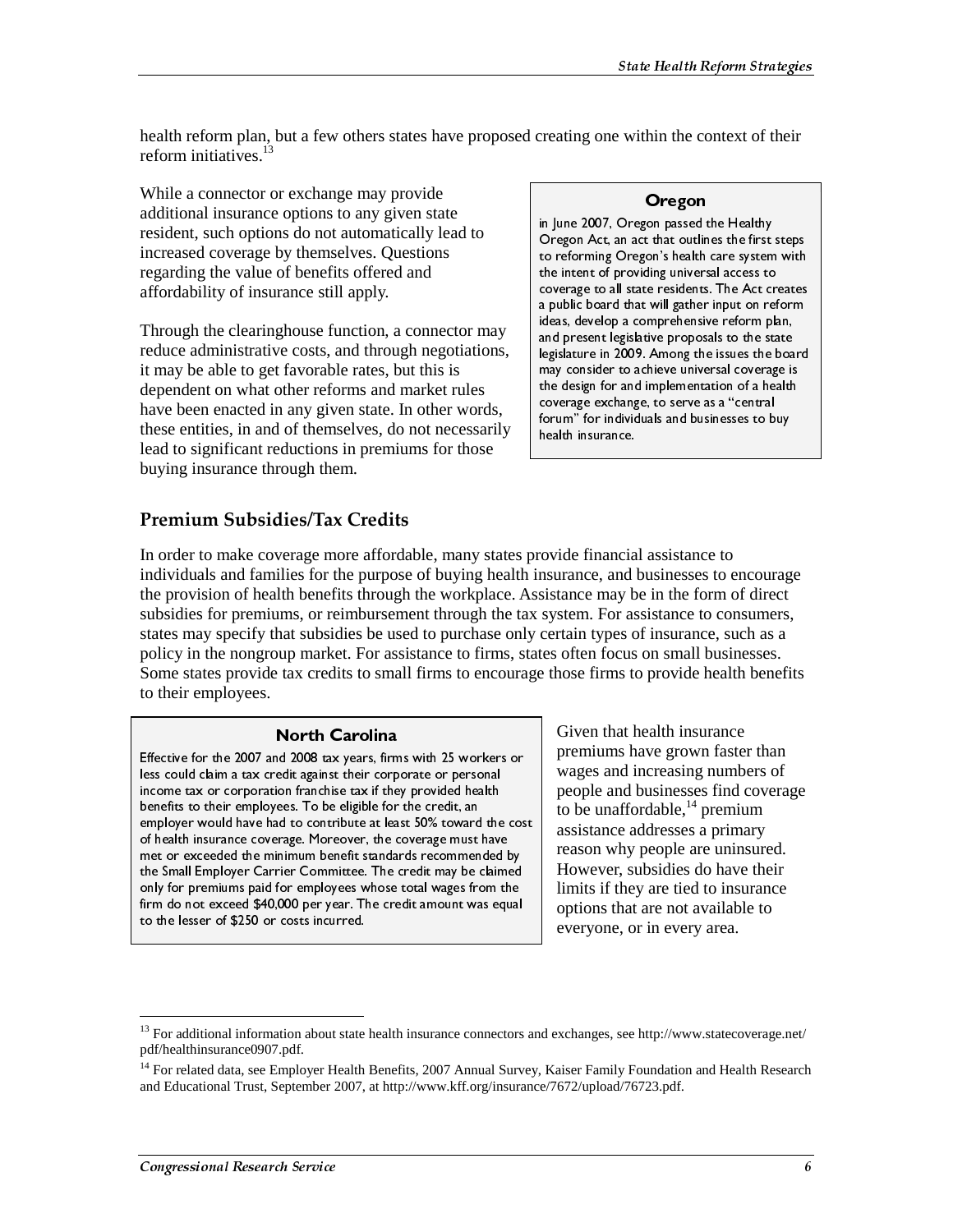health reform plan, but a few others states have proposed creating one within the context of their reform initiatives.[13]

While a connector or exchange may provide additional insurance options to any given state resident, such options do not automatically lead to increased coverage by themselves. Questions regarding the value of benefits offered and affordability of insurance still apply.

Through the clearinghouse function, a connector may reduce administrative costs, and through negotiations, it may be able to get favorable rates, but this is dependent on what other reforms and market rules have been enacted in any given state. In other words, these entities, in and of themselves, do not necessarily lead to significant reductions in premiums for those buying insurance through them.

> **Oregon**
>
> in June 2007, Oregon passed the Healthy Oregon Act, an act that outlines the first steps to reforming Oregon's health care system with the intent of providing universal access to coverage to all state residents. The Act creates a public board that will gather input on reform ideas, develop a comprehensive reform plan, and present legislative proposals to the state legislature in 2009. Among the issues the board may consider to achieve universal coverage is the design for and implementation of a health coverage exchange, to serve as a "central forum" for individuals and businesses to buy health insurance.

## Premium Subsidies/Tax Credits

In order to make coverage more affordable, many states provide financial assistance to individuals and families for the purpose of buying health insurance, and businesses to encourage the provision of health benefits through the workplace. Assistance may be in the form of direct subsidies for premiums, or reimbursement through the tax system. For assistance to consumers, states may specify that subsidies be used to purchase only certain types of insurance, such as a policy in the nongroup market. For assistance to firms, states often focus on small businesses. Some states provide tax credits to small firms to encourage those firms to provide health benefits to their employees.

> **North Carolina**
>
> Effective for the 2007 and 2008 tax years, firms with 25 workers or less could claim a tax credit against their corporate or personal income tax or corporation franchise tax if they provided health benefits to their employees. To be eligible for the credit, an employer would have had to contribute at least 50% toward the cost of health insurance coverage. Moreover, the coverage must have met or exceeded the minimum benefit standards recommended by the Small Employer Carrier Committee. The credit may be claimed only for premiums paid for employees whose total wages from the firm do not exceed $40,000 per year. The credit amount was equal to the lesser of $250 or costs incurred.

Given that health insurance premiums have grown faster than wages and increasing numbers of people and businesses find coverage to be unaffordable,[14] premium assistance addresses a primary reason why people are uninsured. However, subsidies do have their limits if they are tied to insurance options that are not available to everyone, or in every area.

---

[13] For additional information about state health insurance connectors and exchanges, see http://www.statecoverage.net/pdf/healthinsurance0907.pdf.

[14] For related data, see Employer Health Benefits, 2007 Annual Survey, Kaiser Family Foundation and Health Research and Educational Trust, September 2007, at http://www.kff.org/insurance/7672/upload/76723.pdf.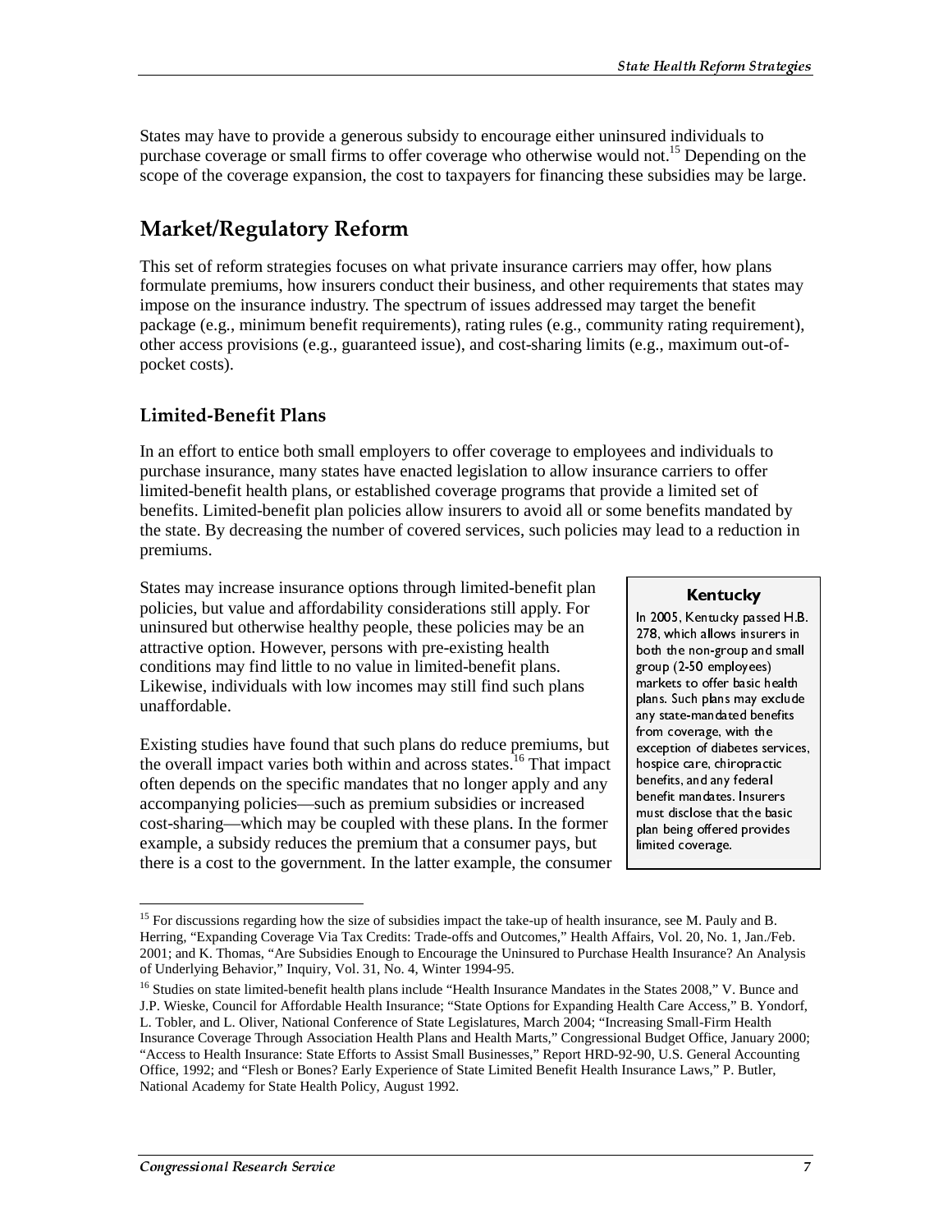States may have to provide a generous subsidy to encourage either uninsured individuals to purchase coverage or small firms to offer coverage who otherwise would not.[15] Depending on the scope of the coverage expansion, the cost to taxpayers for financing these subsidies may be large.

## Market/Regulatory Reform

This set of reform strategies focuses on what private insurance carriers may offer, how plans formulate premiums, how insurers conduct their business, and other requirements that states may impose on the insurance industry. The spectrum of issues addressed may target the benefit package (e.g., minimum benefit requirements), rating rules (e.g., community rating requirement), other access provisions (e.g., guaranteed issue), and cost-sharing limits (e.g., maximum out-of-pocket costs).

### Limited-Benefit Plans

In an effort to entice both small employers to offer coverage to employees and individuals to purchase insurance, many states have enacted legislation to allow insurance carriers to offer limited-benefit health plans, or established coverage programs that provide a limited set of benefits. Limited-benefit plan policies allow insurers to avoid all or some benefits mandated by the state. By decreasing the number of covered services, such policies may lead to a reduction in premiums.

States may increase insurance options through limited-benefit plan policies, but value and affordability considerations still apply. For uninsured but otherwise healthy people, these policies may be an attractive option. However, persons with pre-existing health conditions may find little to no value in limited-benefit plans. Likewise, individuals with low incomes may still find such plans unaffordable.

Existing studies have found that such plans do reduce premiums, but the overall impact varies both within and across states.[16] That impact often depends on the specific mandates that no longer apply and any accompanying policies—such as premium subsidies or increased cost-sharing—which may be coupled with these plans. In the former example, a subsidy reduces the premium that a consumer pays, but there is a cost to the government. In the latter example, the consumer

> **Kentucky**
>
> In 2005, Kentucky passed H.B. 278, which allows insurers in both the non-group and small group (2-50 employees) markets to offer basic health plans. Such plans may exclude any state-mandated benefits from coverage, with the exception of diabetes services, hospice care, chiropractic benefits, and any federal benefit mandates. Insurers must disclose that the basic plan being offered provides limited coverage.

---

[15] For discussions regarding how the size of subsidies impact the take-up of health insurance, see M. Pauly and B. Herring, "Expanding Coverage Via Tax Credits: Trade-offs and Outcomes," Health Affairs, Vol. 20, No. 1, Jan./Feb. 2001; and K. Thomas, "Are Subsidies Enough to Encourage the Uninsured to Purchase Health Insurance? An Analysis of Underlying Behavior," Inquiry, Vol. 31, No. 4, Winter 1994-95.

[16] Studies on state limited-benefit health plans include "Health Insurance Mandates in the States 2008," V. Bunce and J.P. Wieske, Council for Affordable Health Insurance; "State Options for Expanding Health Care Access," B. Yondorf, L. Tobler, and L. Oliver, National Conference of State Legislatures, March 2004; "Increasing Small-Firm Health Insurance Coverage Through Association Health Plans and Health Marts," Congressional Budget Office, January 2000; "Access to Health Insurance: State Efforts to Assist Small Businesses," Report HRD-92-90, U.S. General Accounting Office, 1992; and "Flesh or Bones? Early Experience of State Limited Benefit Health Insurance Laws," P. Butler, National Academy for State Health Policy, August 1992.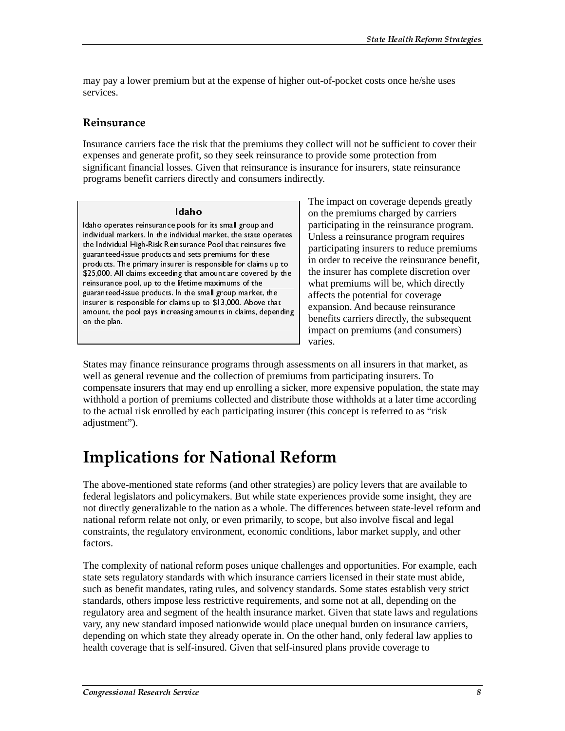may pay a lower premium but at the expense of higher out-of-pocket costs once he/she uses services.

### Reinsurance

Insurance carriers face the risk that the premiums they collect will not be sufficient to cover their expenses and generate profit, so they seek reinsurance to provide some protection from significant financial losses. Given that reinsurance is insurance for insurers, state reinsurance programs benefit carriers directly and consumers indirectly.

> **Idaho**
>
> Idaho operates reinsurance pools for its small group and individual markets. In the individual market, the state operates the Individual High-Risk Reinsurance Pool that reinsures five guaranteed-issue products and sets premiums for these products. The primary insurer is responsible for claims up to $25,000. All claims exceeding that amount are covered by the reinsurance pool, up to the lifetime maximums of the guaranteed-issue products. In the small group market, the insurer is responsible for claims up to $13,000. Above that amount, the pool pays increasing amounts in claims, depending on the plan.

The impact on coverage depends greatly on the premiums charged by carriers participating in the reinsurance program. Unless a reinsurance program requires participating insurers to reduce premiums in order to receive the reinsurance benefit, the insurer has complete discretion over what premiums will be, which directly affects the potential for coverage expansion. And because reinsurance benefits carriers directly, the subsequent impact on premiums (and consumers) varies.

States may finance reinsurance programs through assessments on all insurers in that market, as well as general revenue and the collection of premiums from participating insurers. To compensate insurers that may end up enrolling a sicker, more expensive population, the state may withhold a portion of premiums collected and distribute those withholds at a later time according to the actual risk enrolled by each participating insurer (this concept is referred to as "risk adjustment").

## Implications for National Reform

The above-mentioned state reforms (and other strategies) are policy levers that are available to federal legislators and policymakers. But while state experiences provide some insight, they are not directly generalizable to the nation as a whole. The differences between state-level reform and national reform relate not only, or even primarily, to scope, but also involve fiscal and legal constraints, the regulatory environment, economic conditions, labor market supply, and other factors.

The complexity of national reform poses unique challenges and opportunities. For example, each state sets regulatory standards with which insurance carriers licensed in their state must abide, such as benefit mandates, rating rules, and solvency standards. Some states establish very strict standards, others impose less restrictive requirements, and some not at all, depending on the regulatory area and segment of the health insurance market. Given that state laws and regulations vary, any new standard imposed nationwide would place unequal burden on insurance carriers, depending on which state they already operate in. On the other hand, only federal law applies to health coverage that is self-insured. Given that self-insured plans provide coverage to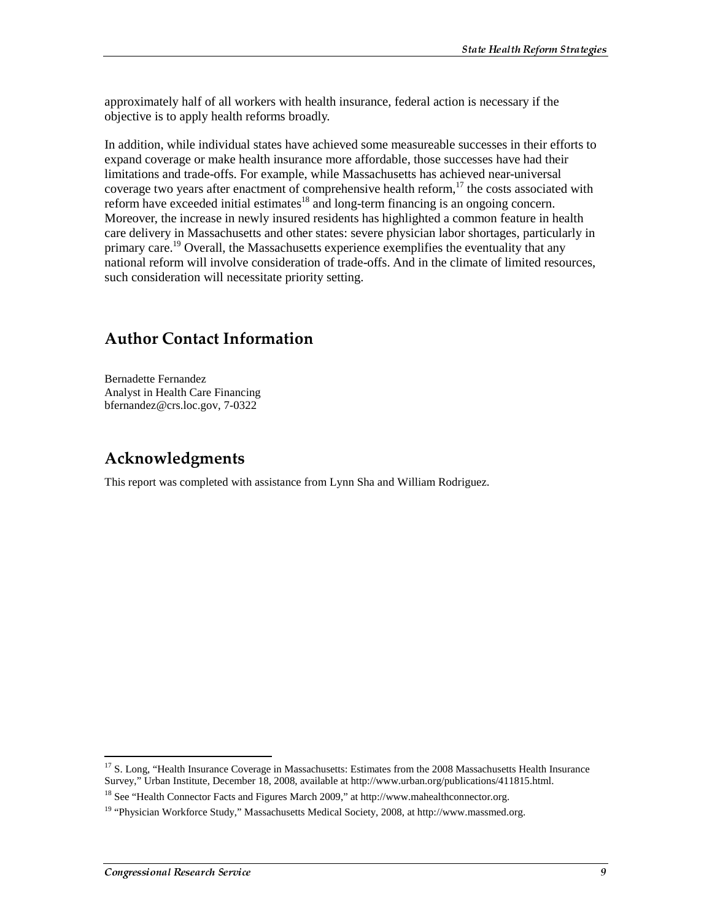approximately half of all workers with health insurance, federal action is necessary if the objective is to apply health reforms broadly.

In addition, while individual states have achieved some measureable successes in their efforts to expand coverage or make health insurance more affordable, those successes have had their limitations and trade-offs. For example, while Massachusetts has achieved near-universal coverage two years after enactment of comprehensive health reform,[17] the costs associated with reform have exceeded initial estimates[18] and long-term financing is an ongoing concern. Moreover, the increase in newly insured residents has highlighted a common feature in health care delivery in Massachusetts and other states: severe physician labor shortages, particularly in primary care.[19] Overall, the Massachusetts experience exemplifies the eventuality that any national reform will involve consideration of trade-offs. And in the climate of limited resources, such consideration will necessitate priority setting.

## Author Contact Information

Bernadette Fernandez
Analyst in Health Care Financing
bfernandez@crs.loc.gov, 7-0322

## Acknowledgments

This report was completed with assistance from Lynn Sha and William Rodriguez.

---

[17] S. Long, "Health Insurance Coverage in Massachusetts: Estimates from the 2008 Massachusetts Health Insurance Survey," Urban Institute, December 18, 2008, available at http://www.urban.org/publications/411815.html.

[18] See "Health Connector Facts and Figures March 2009," at http://www.mahealthconnector.org.

[19] "Physician Workforce Study," Massachusetts Medical Society, 2008, at http://www.massmed.org.